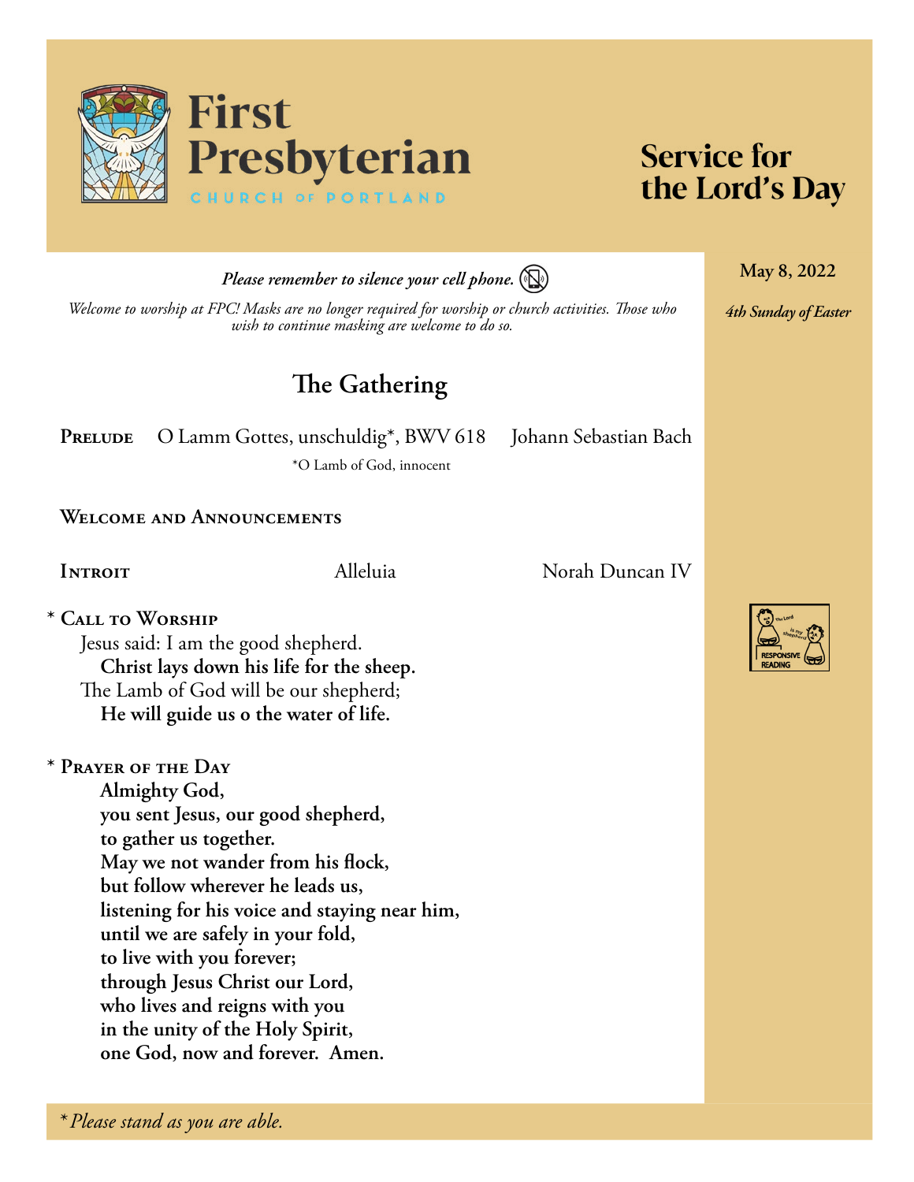# First Presbyterian Church of Portland

# Service for the Lord's Day

**May 8, 2022**

***4th Sunday of Easter***

***Please remember to silence your cell phone.***

*Welcome to worship at FPC! Masks are no longer required for worship or church activities. Those who wish to continue masking are welcome to do so.*

## The Gathering

**Prelude** O Lamm Gottes, unschuldig*, BWV 618 — Johann Sebastian Bach

*O Lamb of God, innocent

**Welcome and Announcements**

**Introit** — Alleluia — Norah Duncan IV

\* **Call to Worship**

Jesus said: I am the good shepherd.
**Christ lays down his life for the sheep.**
The Lamb of God will be our shepherd;
**He will guide us o the water of life.**

RESPONSIVE READING

\* **Prayer of the Day**

**Almighty God,
you sent Jesus, our good shepherd,
to gather us together.
May we not wander from his flock,
but follow wherever he leads us,
listening for his voice and staying near him,
until we are safely in your fold,
to live with you forever;
through Jesus Christ our Lord,
who lives and reigns with you
in the unity of the Holy Spirit,
one God, now and forever. Amen.**

*\* Please stand as you are able.*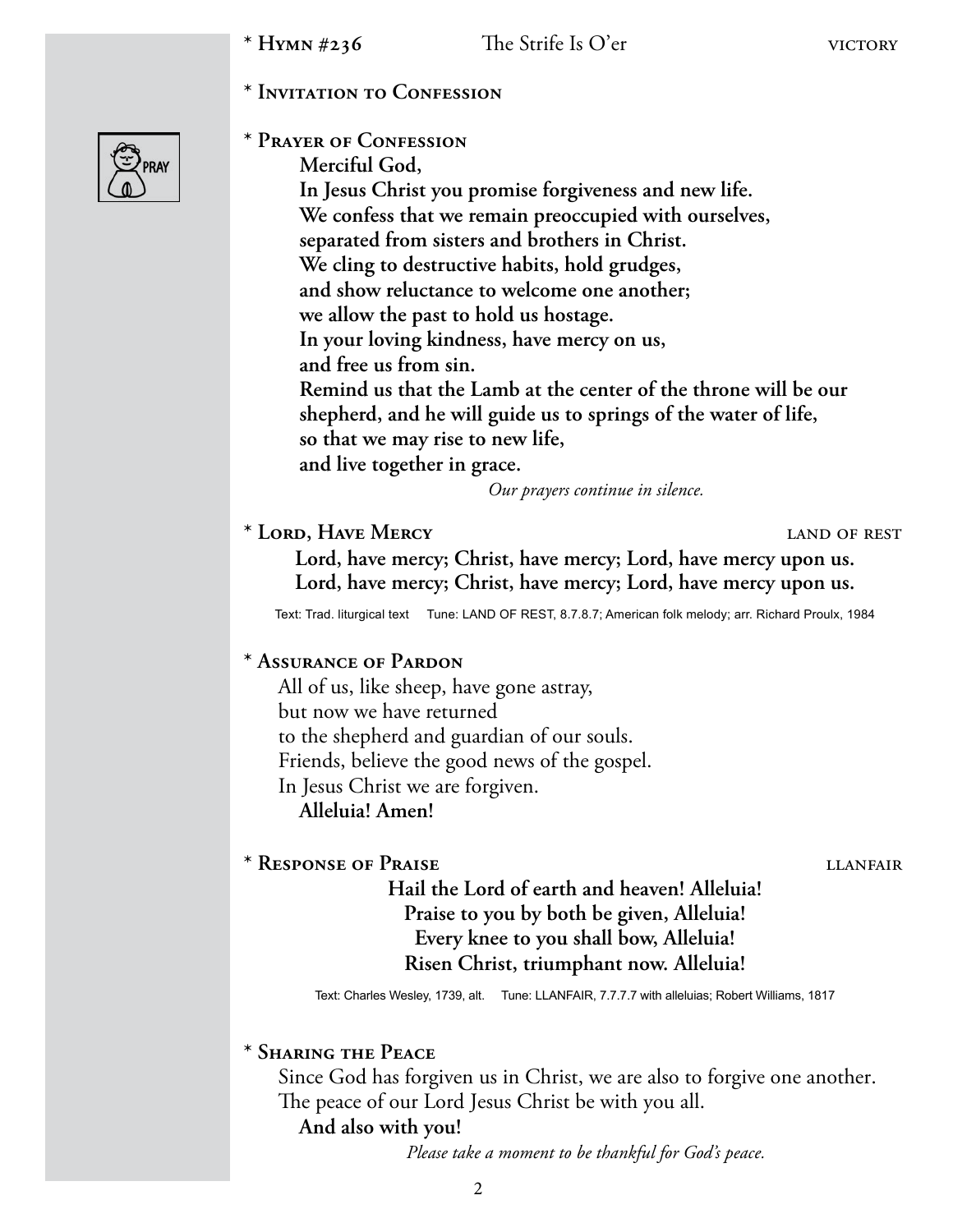\* **Hymn #236** The Strife Is O'er VICTORY

\* **Invitation to Confession**

\* **Prayer of Confession**

**Merciful God,**
**In Jesus Christ you promise forgiveness and new life.**
**We confess that we remain preoccupied with ourselves,**
**separated from sisters and brothers in Christ.**
**We cling to destructive habits, hold grudges,**
**and show reluctance to welcome one another;**
**we allow the past to hold us hostage.**
**In your loving kindness, have mercy on us,**
**and free us from sin.**
**Remind us that the Lamb at the center of the throne will be our shepherd, and he will guide us to springs of the water of life,**
**so that we may rise to new life,**
**and live together in grace.**

*Our prayers continue in silence.*

\* **Lord, Have Mercy** LAND OF REST

**Lord, have mercy; Christ, have mercy; Lord, have mercy upon us.**
**Lord, have mercy; Christ, have mercy; Lord, have mercy upon us.**

Text: Trad. liturgical text Tune: LAND OF REST, 8.7.8.7; American folk melody; arr. Richard Proulx, 1984

\* **Assurance of Pardon**

All of us, like sheep, have gone astray,
but now we have returned
to the shepherd and guardian of our souls.
Friends, believe the good news of the gospel.
In Jesus Christ we are forgiven.
**Alleluia! Amen!**

\* **Response of Praise** LLANFAIR

**Hail the Lord of earth and heaven! Alleluia!**
**Praise to you by both be given, Alleluia!**
**Every knee to you shall bow, Alleluia!**
**Risen Christ, triumphant now. Alleluia!**

Text: Charles Wesley, 1739, alt. Tune: LLANFAIR, 7.7.7.7 with alleluias; Robert Williams, 1817

\* **Sharing the Peace**

Since God has forgiven us in Christ, we are also to forgive one another.
The peace of our Lord Jesus Christ be with you all.
**And also with you!**

*Please take a moment to be thankful for God's peace.*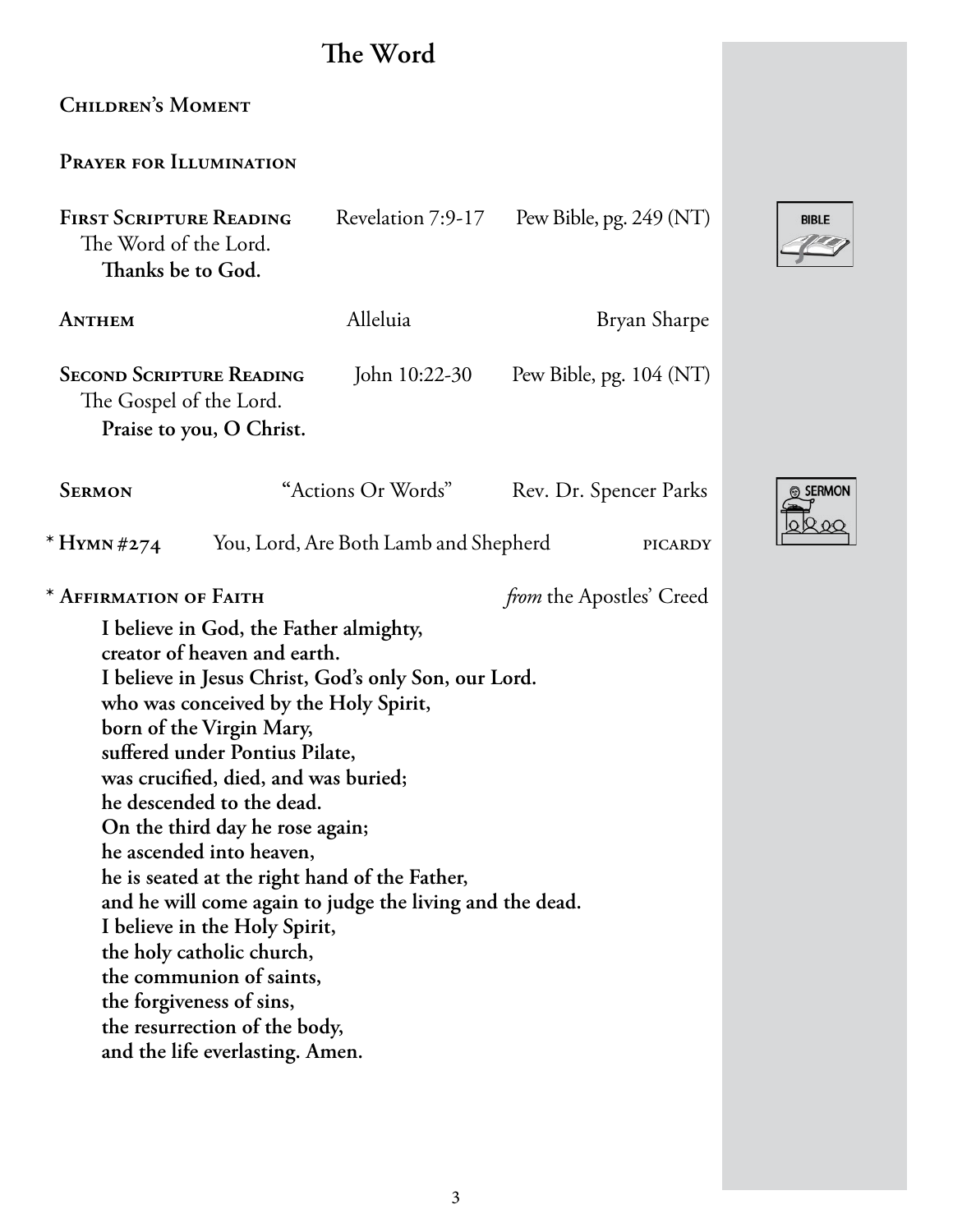## The Word

**Children's Moment**

**Prayer for Illumination**

**First Scripture Reading** Revelation 7:9-17 Pew Bible, pg. 249 (NT)

The Word of the Lord.
**Thanks be to God.**

**Anthem** Alleluia Bryan Sharpe

**Second Scripture Reading** John 10:22-30 Pew Bible, pg. 104 (NT)

The Gospel of the Lord.
**Praise to you, O Christ.**

**Sermon** "Actions Or Words" Rev. Dr. Spencer Parks

\* **Hymn #274** You, Lord, Are Both Lamb and Shepherd PICARDY

\* **Affirmation of Faith** *from* the Apostles' Creed

**I believe in God, the Father almighty,**
**creator of heaven and earth.**
**I believe in Jesus Christ, God's only Son, our Lord.**
**who was conceived by the Holy Spirit,**
**born of the Virgin Mary,**
**suffered under Pontius Pilate,**
**was crucified, died, and was buried;**
**he descended to the dead.**
**On the third day he rose again;**
**he ascended into heaven,**
**he is seated at the right hand of the Father,**
**and he will come again to judge the living and the dead.**
**I believe in the Holy Spirit,**
**the holy catholic church,**
**the communion of saints,**
**the forgiveness of sins,**
**the resurrection of the body,**
**and the life everlasting. Amen.**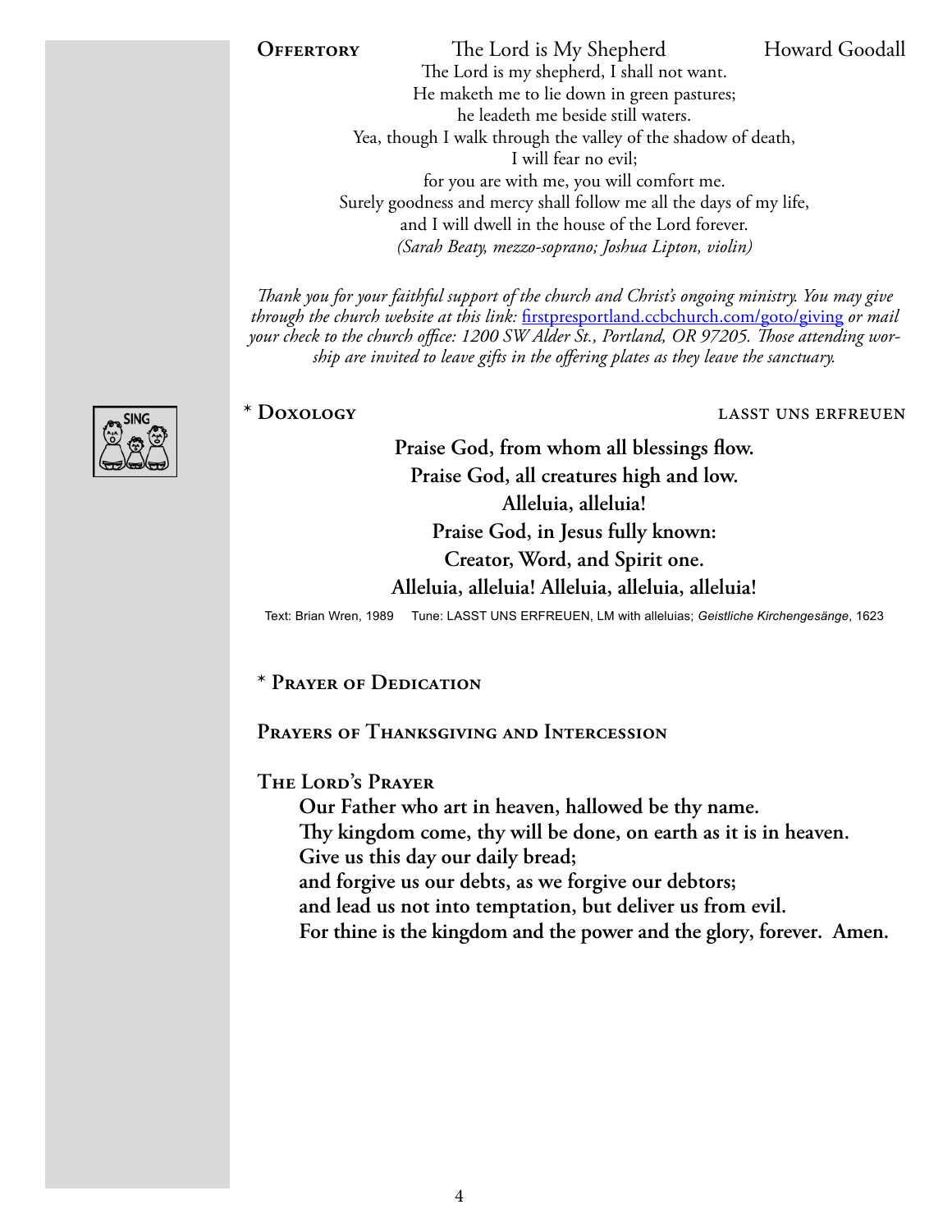**Offertory** The Lord is My Shepherd Howard Goodall

The Lord is my shepherd, I shall not want.
He maketh me to lie down in green pastures;
he leadeth me beside still waters.
Yea, though I walk through the valley of the shadow of death,
I will fear no evil;
for you are with me, you will comfort me.
Surely goodness and mercy shall follow me all the days of my life,
and I will dwell in the house of the Lord forever.
*(Sarah Beaty, mezzo-soprano; Joshua Lipton, violin)*

*Thank you for your faithful support of the church and Christ's ongoing ministry. You may give through the church website at this link:* [firstpresportland.ccbchurch.com/goto/giving](firstpresportland.ccbchurch.com/goto/giving) *or mail your check to the church office: 1200 SW Alder St., Portland, OR 97205. Those attending worship are invited to leave gifts in the offering plates as they leave the sanctuary.*

SING

**\* Doxology** LASST UNS ERFREUEN

**Praise God, from whom all blessings flow.**
**Praise God, all creatures high and low.**
**Alleluia, alleluia!**
**Praise God, in Jesus fully known:**
**Creator, Word, and Spirit one.**
**Alleluia, alleluia! Alleluia, alleluia, alleluia!**

Text: Brian Wren, 1989 Tune: LASST UNS ERFREUEN, LM with alleluias; *Geistliche Kirchengesänge*, 1623

**\* Prayer of Dedication**

**Prayers of Thanksgiving and Intercession**

**The Lord's Prayer**

**Our Father who art in heaven, hallowed be thy name.**
**Thy kingdom come, thy will be done, on earth as it is in heaven.**
**Give us this day our daily bread;**
**and forgive us our debts, as we forgive our debtors;**
**and lead us not into temptation, but deliver us from evil.**
**For thine is the kingdom and the power and the glory, forever. Amen.**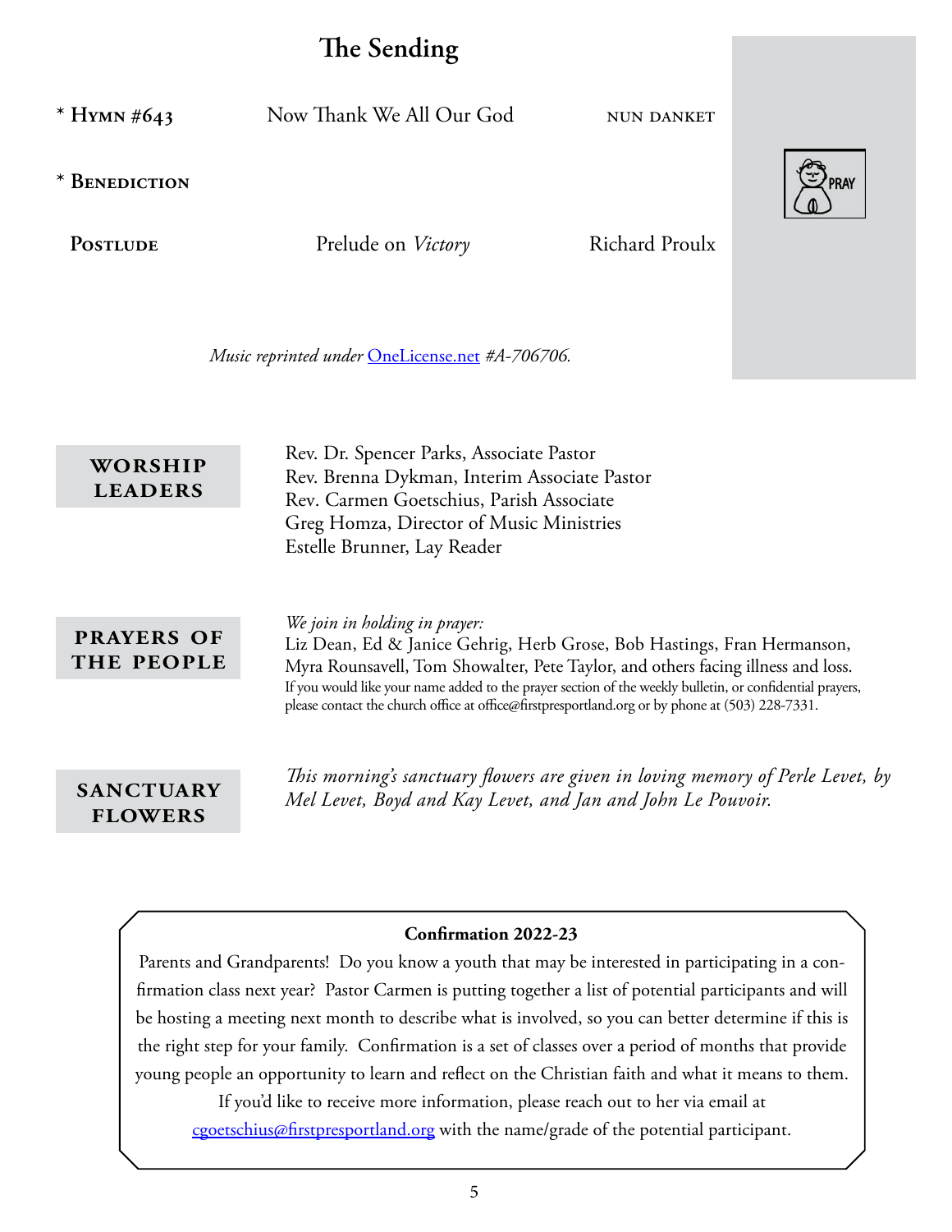## The Sending

| | | |
|---|---|---|
| * **Hymn #643** | Now Thank We All Our God | NUN DANKET |
| * **Benediction** | | |
| **Postlude** | Prelude on *Victory* | Richard Proulx |

PRAY

*Music reprinted under* [OneLicense.net](OneLicense.net) *#A-706706.*

**WORSHIP LEADERS**

Rev. Dr. Spencer Parks, Associate Pastor
Rev. Brenna Dykman, Interim Associate Pastor
Rev. Carmen Goetschius, Parish Associate
Greg Homza, Director of Music Ministries
Estelle Brunner, Lay Reader

**PRAYERS OF THE PEOPLE**

*We join in holding in prayer:*
Liz Dean, Ed & Janice Gehrig, Herb Grose, Bob Hastings, Fran Hermanson, Myra Rounsavell, Tom Showalter, Pete Taylor, and others facing illness and loss.
If you would like your name added to the prayer section of the weekly bulletin, or confidential prayers, please contact the church office at office@firstpresportland.org or by phone at (503) 228-7331.

**SANCTUARY FLOWERS**

*This morning's sanctuary flowers are given in loving memory of Perle Levet, by Mel Levet, Boyd and Kay Levet, and Jan and John Le Pouvoir.*

**Confirmation 2022-23**

Parents and Grandparents! Do you know a youth that may be interested in participating in a confirmation class next year? Pastor Carmen is putting together a list of potential participants and will be hosting a meeting next month to describe what is involved, so you can better determine if this is the right step for your family. Confirmation is a set of classes over a period of months that provide young people an opportunity to learn and reflect on the Christian faith and what it means to them. If you'd like to receive more information, please reach out to her via email at [cgoetschius@firstpresportland.org](mailto:cgoetschius@firstpresportland.org) with the name/grade of the potential participant.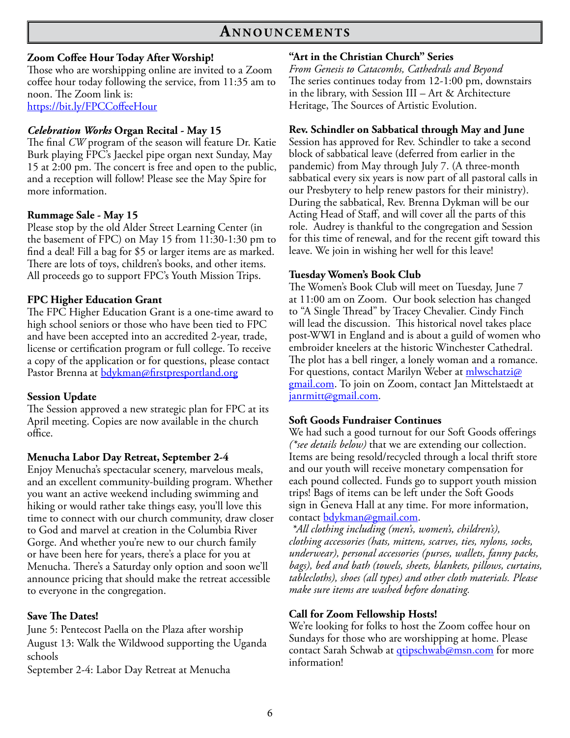# Announcements

### Zoom Coffee Hour Today After Worship!

Those who are worshipping online are invited to a Zoom coffee hour today following the service, from 11:35 am to noon. The Zoom link is: https://bit.ly/FPCCoffeeHour

### *Celebration Works* Organ Recital - May 15

The final *CW* program of the season will feature Dr. Katie Burk playing FPC's Jaeckel pipe organ next Sunday, May 15 at 2:00 pm. The concert is free and open to the public, and a reception will follow! Please see the May Spire for more information.

### Rummage Sale - May 15

Please stop by the old Alder Street Learning Center (in the basement of FPC) on May 15 from 11:30-1:30 pm to find a deal! Fill a bag for $5 or larger items are as marked. There are lots of toys, children's books, and other items. All proceeds go to support FPC's Youth Mission Trips.

### FPC Higher Education Grant

The FPC Higher Education Grant is a one-time award to high school seniors or those who have been tied to FPC and have been accepted into an accredited 2-year, trade, license or certification program or full college. To receive a copy of the application or for questions, please contact Pastor Brenna at bdykman@firstpresportland.org

### Session Update

The Session approved a new strategic plan for FPC at its April meeting. Copies are now available in the church office.

### Menucha Labor Day Retreat, September 2-4

Enjoy Menucha's spectacular scenery, marvelous meals, and an excellent community-building program. Whether you want an active weekend including swimming and hiking or would rather take things easy, you'll love this time to connect with our church community, draw closer to God and marvel at creation in the Columbia River Gorge. And whether you're new to our church family or have been here for years, there's a place for you at Menucha. There's a Saturday only option and soon we'll announce pricing that should make the retreat accessible to everyone in the congregation.

### Save The Dates!

June 5: Pentecost Paella on the Plaza after worship
August 13: Walk the Wildwood supporting the Uganda schools
September 2-4: Labor Day Retreat at Menucha

### "Art in the Christian Church" Series

*From Genesis to Catacombs, Cathedrals and Beyond*
The series continues today from 12-1:00 pm, downstairs in the library, with Session III – Art & Architecture Heritage, The Sources of Artistic Evolution.

### Rev. Schindler on Sabbatical through May and June

Session has approved for Rev. Schindler to take a second block of sabbatical leave (deferred from earlier in the pandemic) from May through July 7. (A three-month sabbatical every six years is now part of all pastoral calls in our Presbytery to help renew pastors for their ministry). During the sabbatical, Rev. Brenna Dykman will be our Acting Head of Staff, and will cover all the parts of this role. Audrey is thankful to the congregation and Session for this time of renewal, and for the recent gift toward this leave. We join in wishing her well for this leave!

### Tuesday Women's Book Club

The Women's Book Club will meet on Tuesday, June 7 at 11:00 am on Zoom. Our book selection has changed to "A Single Thread" by Tracey Chevalier. Cindy Finch will lead the discussion. This historical novel takes place post-WWI in England and is about a guild of women who embroider kneelers at the historic Winchester Cathedral. The plot has a bell ringer, a lonely woman and a romance. For questions, contact Marilyn Weber at mlwschatzi@gmail.com. To join on Zoom, contact Jan Mittelstaedt at janrmitt@gmail.com.

### Soft Goods Fundraiser Continues

We had such a good turnout for our Soft Goods offerings *(\*see details below)* that we are extending our collection. Items are being resold/recycled through a local thrift store and our youth will receive monetary compensation for each pound collected. Funds go to support youth mission trips! Bags of items can be left under the Soft Goods sign in Geneva Hall at any time. For more information, contact bdykman@gmail.com.

*\*All clothing including (men's, women's, children's), clothing accessories (hats, mittens, scarves, ties, nylons, socks, underwear), personal accessories (purses, wallets, fanny packs, bags), bed and bath (towels, sheets, blankets, pillows, curtains, tablecloths), shoes (all types) and other cloth materials. Please make sure items are washed before donating.*

### Call for Zoom Fellowship Hosts!

We're looking for folks to host the Zoom coffee hour on Sundays for those who are worshipping at home. Please contact Sarah Schwab at qtipschwab@msn.com for more information!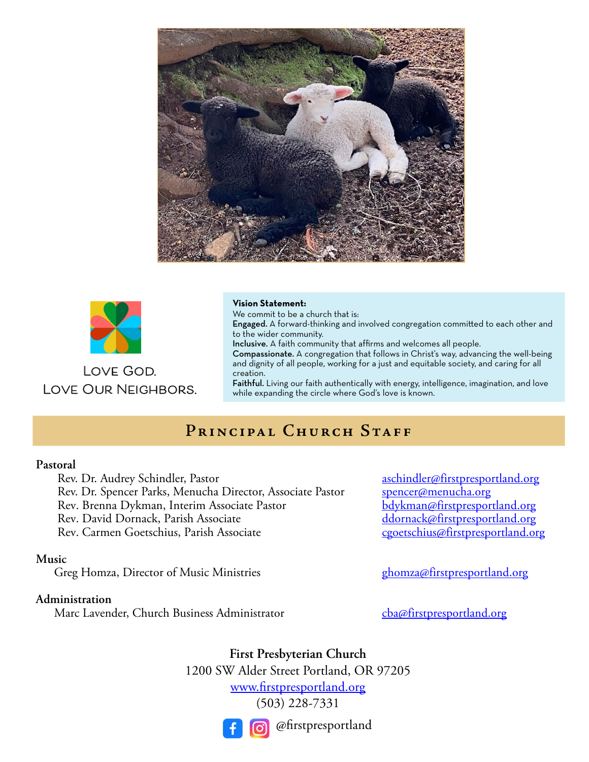Love God.
Love Our Neighbors.

**Vision Statement:**
We commit to be a church that is:
**Engaged.** A forward-thinking and involved congregation committed to each other and to the wider community.
**Inclusive.** A faith community that affirms and welcomes all people.
**Compassionate.** A congregation that follows in Christ's way, advancing the well-being and dignity of all people, working for a just and equitable society, and caring for all creation.
**Faithful.** Living our faith authentically with energy, intelligence, imagination, and love while expanding the circle where God's love is known.

## Principal Church Staff

**Pastoral**

Rev. Dr. Audrey Schindler, Pastor — aschindler@firstpresportland.org
Rev. Dr. Spencer Parks, Menucha Director, Associate Pastor — spencer@menucha.org
Rev. Brenna Dykman, Interim Associate Pastor — bdykman@firstpresportland.org
Rev. David Dornack, Parish Associate — ddornack@firstpresportland.org
Rev. Carmen Goetschius, Parish Associate — cgoetschius@firstpresportland.org

**Music**

Greg Homza, Director of Music Ministries — ghomza@firstpresportland.org

**Administration**

Marc Lavender, Church Business Administrator — cba@firstpresportland.org

**First Presbyterian Church**
1200 SW Alder Street Portland, OR 97205
www.firstpresportland.org
(503) 228-7331
@firstpresportland